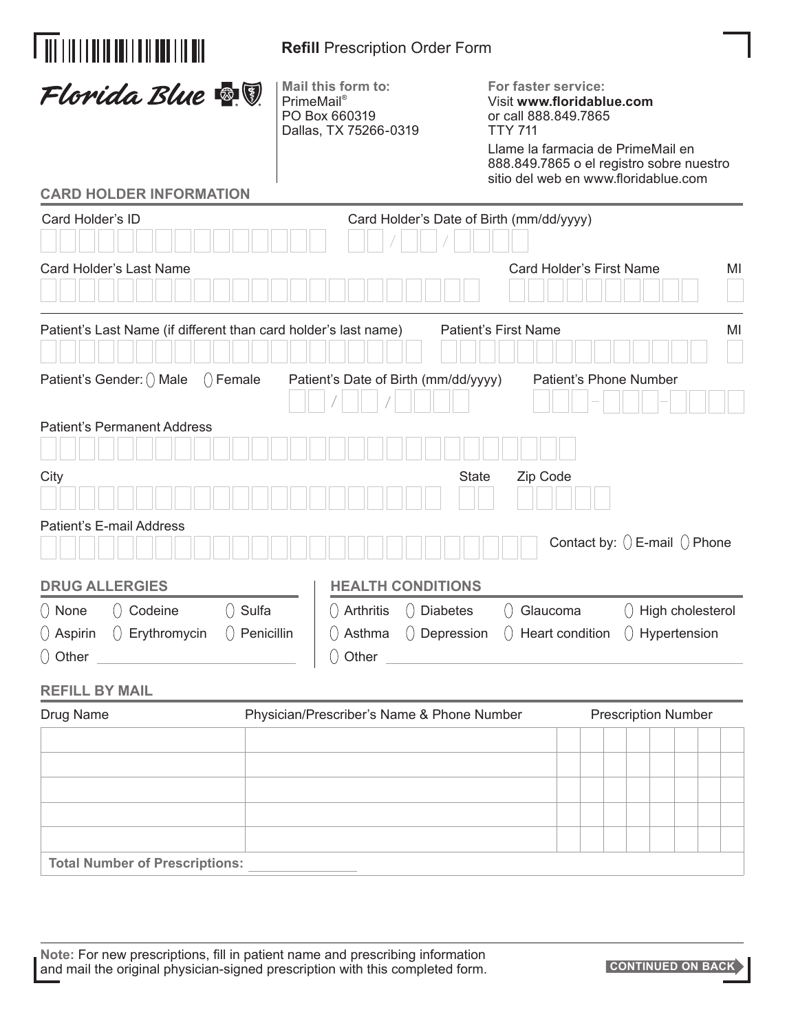**Refill** Prescription Order Form

Florida Blue

**Mail this form to:**
PrimeMail®
PO Box 660319
Dallas, TX 75266-0319

**For faster service:**
Visit **www.floridablue.com**
or call 888.849.7865
TTY 711

Llame la farmacia de PrimeMail en 888.849.7865 o el registro sobre nuestro sitio del web en www.floridablue.com

## CARD HOLDER INFORMATION

Card Holder's ID

Card Holder's Date of Birth (mm/dd/yyyy) __ __ / __ __ / __ __ __ __

Card Holder's Last Name

Card Holder's First Name

MI

Patient's Last Name (if different than card holder's last name)

Patient's First Name

MI

Patient's Gender: ◯ Male ◯ Female

Patient's Date of Birth (mm/dd/yyyy) __ __ / __ __ / __ __ __ __

Patient's Phone Number ___ – ___ – ____

Patient's Permanent Address

City

State

Zip Code

Patient's E-mail Address

Contact by: ◯ E-mail ◯ Phone

## DRUG ALLERGIES

◯ None ◯ Codeine ◯ Sulfa
◯ Aspirin ◯ Erythromycin ◯ Penicillin
◯ Other ________________

## HEALTH CONDITIONS

◯ Arthritis ◯ Diabetes ◯ Glaucoma ◯ High cholesterol
◯ Asthma ◯ Depression ◯ Heart condition ◯ Hypertension
◯ Other ________________

## REFILL BY MAIL

| Drug Name | Physician/Prescriber's Name & Phone Number | Prescription Number |
|---|---|---|
| | | |
| | | |
| | | |
| | | |
| | | |

**Total Number of Prescriptions:** ____________

**Note:** For new prescriptions, fill in patient name and prescribing information and mail the original physician-signed prescription with this completed form.

**CONTINUED ON BACK**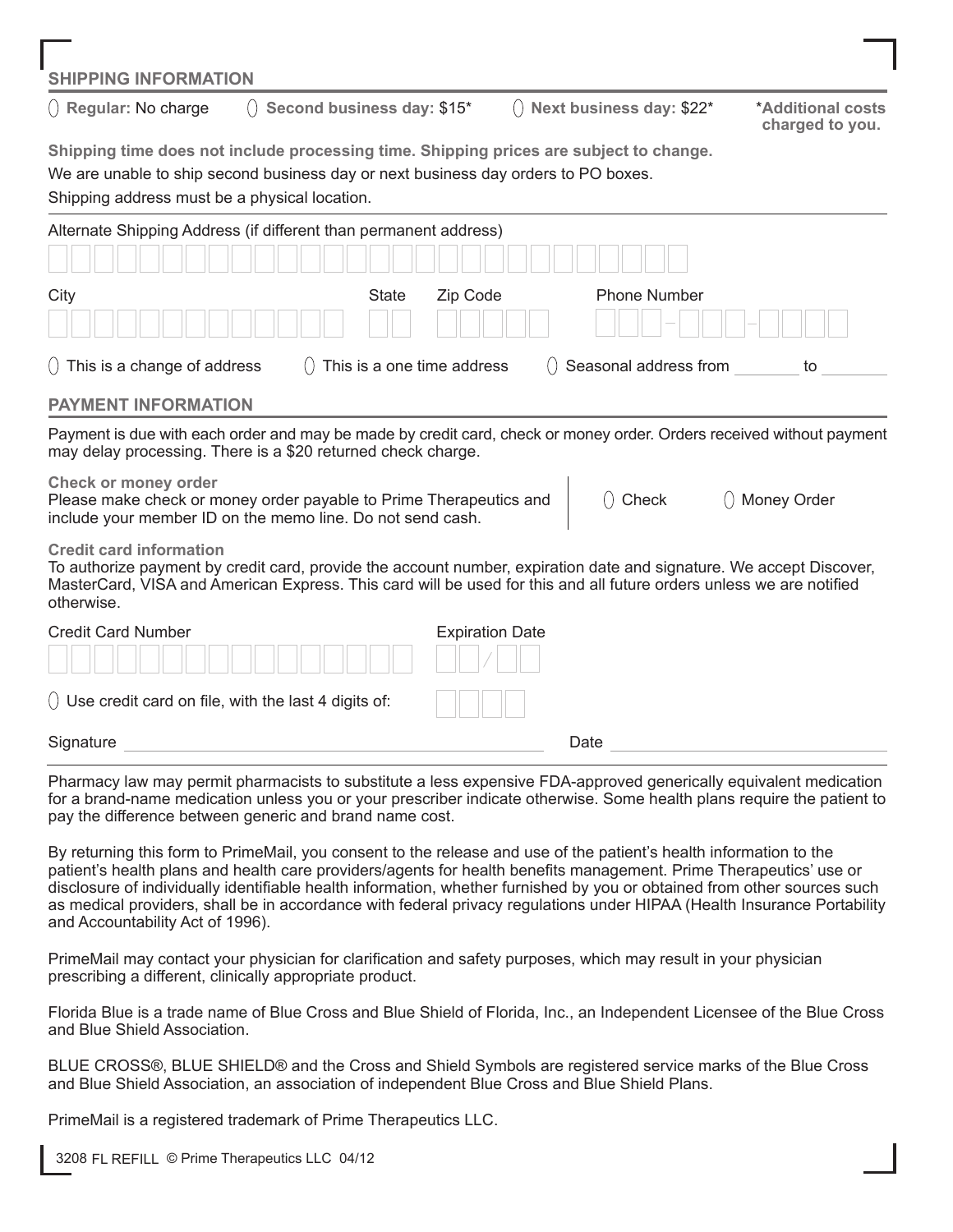## SHIPPING INFORMATION

( ) **Regular:** No charge ( ) **Second business day: $15*** ( ) **Next business day: $22*** **\*Additional costs charged to you.**

**Shipping time does not include processing time. Shipping prices are subject to change.**

We are unable to ship second business day or next business day orders to PO boxes.

Shipping address must be a physical location.

Alternate Shipping Address (if different than permanent address)

City State Zip Code Phone Number

( ) This is a change of address ( ) This is a one time address ( ) Seasonal address from ________ to ________

## PAYMENT INFORMATION

Payment is due with each order and may be made by credit card, check or money order. Orders received without payment may delay processing. There is a $20 returned check charge.

**Check or money order**

Please make check or money order payable to Prime Therapeutics and include your member ID on the memo line. Do not send cash.

( ) Check ( ) Money Order

**Credit card information**

To authorize payment by credit card, provide the account number, expiration date and signature. We accept Discover, MasterCard, VISA and American Express. This card will be used for this and all future orders unless we are notified otherwise.

Credit Card Number Expiration Date

( ) Use credit card on file, with the last 4 digits of:

Signature ______________________________ Date ______________________________

Pharmacy law may permit pharmacists to substitute a less expensive FDA-approved generically equivalent medication for a brand-name medication unless you or your prescriber indicate otherwise. Some health plans require the patient to pay the difference between generic and brand name cost.

By returning this form to PrimeMail, you consent to the release and use of the patient's health information to the patient's health plans and health care providers/agents for health benefits management. Prime Therapeutics' use or disclosure of individually identifiable health information, whether furnished by you or obtained from other sources such as medical providers, shall be in accordance with federal privacy regulations under HIPAA (Health Insurance Portability and Accountability Act of 1996).

PrimeMail may contact your physician for clarification and safety purposes, which may result in your physician prescribing a different, clinically appropriate product.

Florida Blue is a trade name of Blue Cross and Blue Shield of Florida, Inc., an Independent Licensee of the Blue Cross and Blue Shield Association.

BLUE CROSS®, BLUE SHIELD® and the Cross and Shield Symbols are registered service marks of the Blue Cross and Blue Shield Association, an association of independent Blue Cross and Blue Shield Plans.

PrimeMail is a registered trademark of Prime Therapeutics LLC.

3208 FL REFILL © Prime Therapeutics LLC 04/12